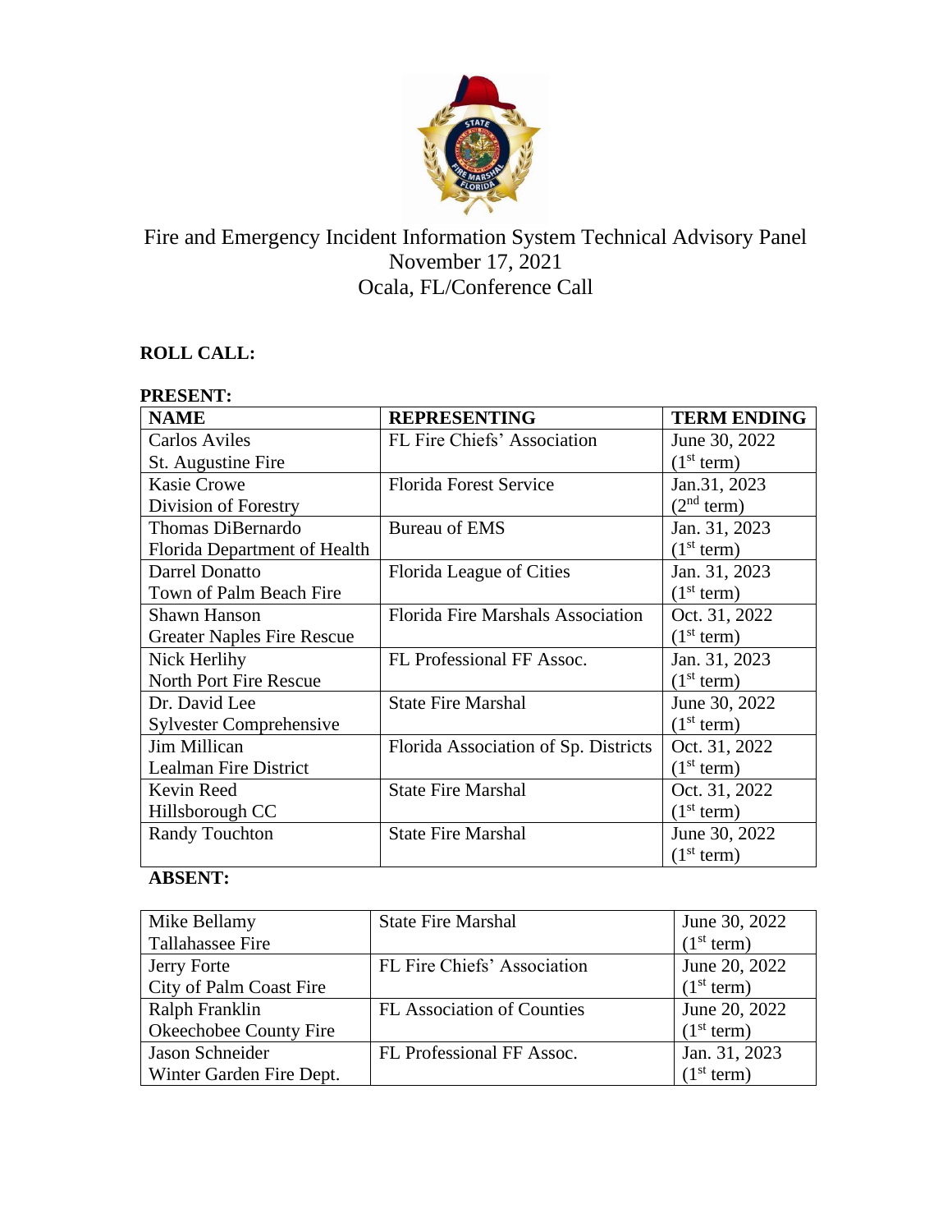# Fire and Emergency Incident Information System Technical Advisory Panel
## November 17, 2021
## Ocala, FL/Conference Call

**ROLL CALL:**

**PRESENT:**

| **NAME** | **REPRESENTING** | **TERM ENDING** |
|---|---|---|
| Carlos Aviles<br>St. Augustine Fire | FL Fire Chiefs' Association | June 30, 2022<br>(1st term) |
| Kasie Crowe<br>Division of Forestry | Florida Forest Service | Jan.31, 2023<br>(2nd term) |
| Thomas DiBernardo<br>Florida Department of Health | Bureau of EMS | Jan. 31, 2023<br>(1st term) |
| Darrel Donatto<br>Town of Palm Beach Fire | Florida League of Cities | Jan. 31, 2023<br>(1st term) |
| Shawn Hanson<br>Greater Naples Fire Rescue | Florida Fire Marshals Association | Oct. 31, 2022<br>(1st term) |
| Nick Herlihy<br>North Port Fire Rescue | FL Professional FF Assoc. | Jan. 31, 2023<br>(1st term) |
| Dr. David Lee<br>Sylvester Comprehensive | State Fire Marshal | June 30, 2022<br>(1st term) |
| Jim Millican<br>Lealman Fire District | Florida Association of Sp. Districts | Oct. 31, 2022<br>(1st term) |
| Kevin Reed<br>Hillsborough CC | State Fire Marshal | Oct. 31, 2022<br>(1st term) |
| Randy Touchton | State Fire Marshal | June 30, 2022<br>(1st term) |

**ABSENT:**

| | | |
|---|---|---|
| Mike Bellamy<br>Tallahassee Fire | State Fire Marshal | June 30, 2022<br>(1st term) |
| Jerry Forte<br>City of Palm Coast Fire | FL Fire Chiefs' Association | June 20, 2022<br>(1st term) |
| Ralph Franklin<br>Okeechobee County Fire | FL Association of Counties | June 20, 2022<br>(1st term) |
| Jason Schneider<br>Winter Garden Fire Dept. | FL Professional FF Assoc. | Jan. 31, 2023<br>(1st term) |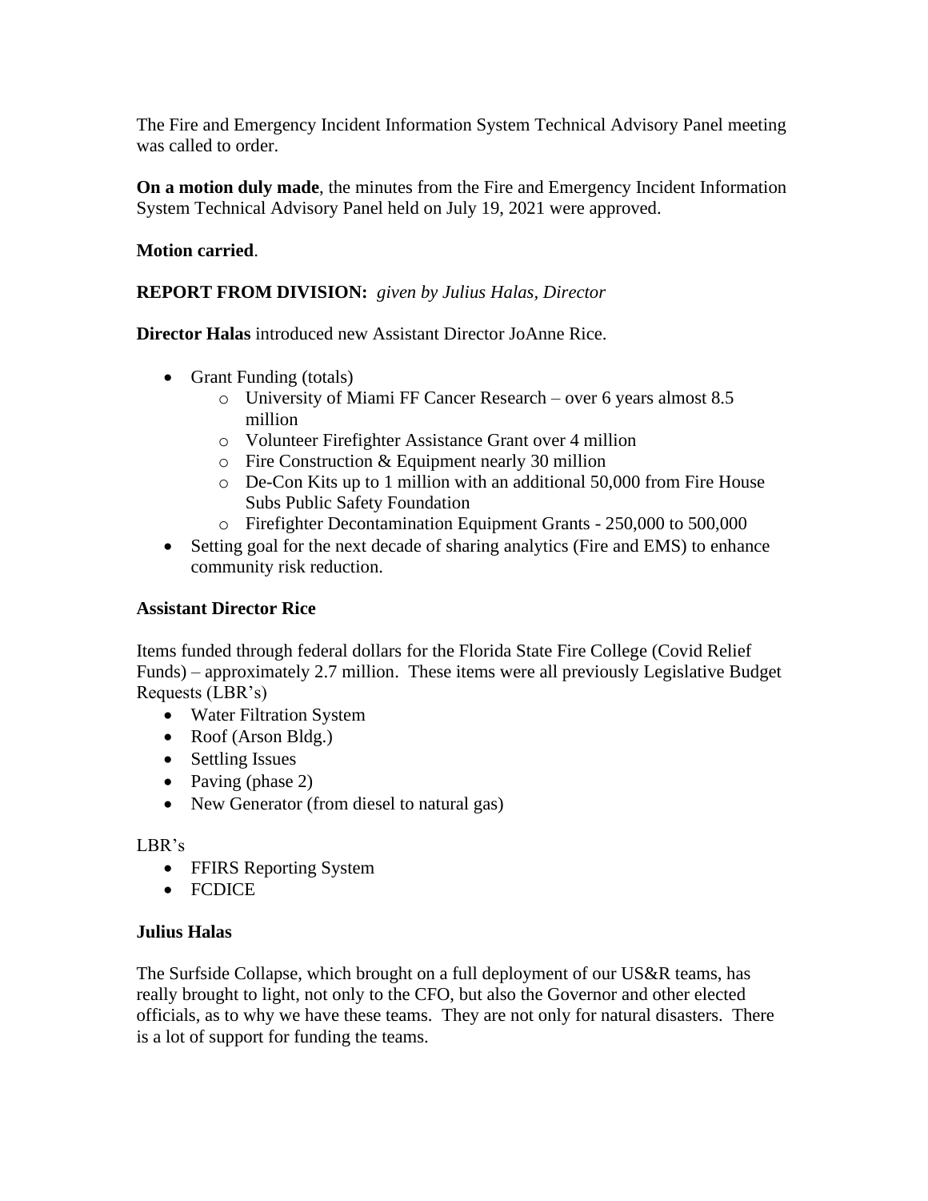The Fire and Emergency Incident Information System Technical Advisory Panel meeting was called to order.

**On a motion duly made**, the minutes from the Fire and Emergency Incident Information System Technical Advisory Panel held on July 19, 2021 were approved.

**Motion carried**.

**REPORT FROM DIVISION:** *given by Julius Halas, Director*

**Director Halas** introduced new Assistant Director JoAnne Rice.

- Grant Funding (totals)
  - University of Miami FF Cancer Research – over 6 years almost 8.5 million
  - Volunteer Firefighter Assistance Grant over 4 million
  - Fire Construction & Equipment nearly 30 million
  - De-Con Kits up to 1 million with an additional 50,000 from Fire House Subs Public Safety Foundation
  - Firefighter Decontamination Equipment Grants - 250,000 to 500,000
- Setting goal for the next decade of sharing analytics (Fire and EMS) to enhance community risk reduction.

**Assistant Director Rice**

Items funded through federal dollars for the Florida State Fire College (Covid Relief Funds) – approximately 2.7 million. These items were all previously Legislative Budget Requests (LBR's)

- Water Filtration System
- Roof (Arson Bldg.)
- Settling Issues
- Paving (phase 2)
- New Generator (from diesel to natural gas)

LBR's

- FFIRS Reporting System
- FCDICE

**Julius Halas**

The Surfside Collapse, which brought on a full deployment of our US&R teams, has really brought to light, not only to the CFO, but also the Governor and other elected officials, as to why we have these teams. They are not only for natural disasters. There is a lot of support for funding the teams.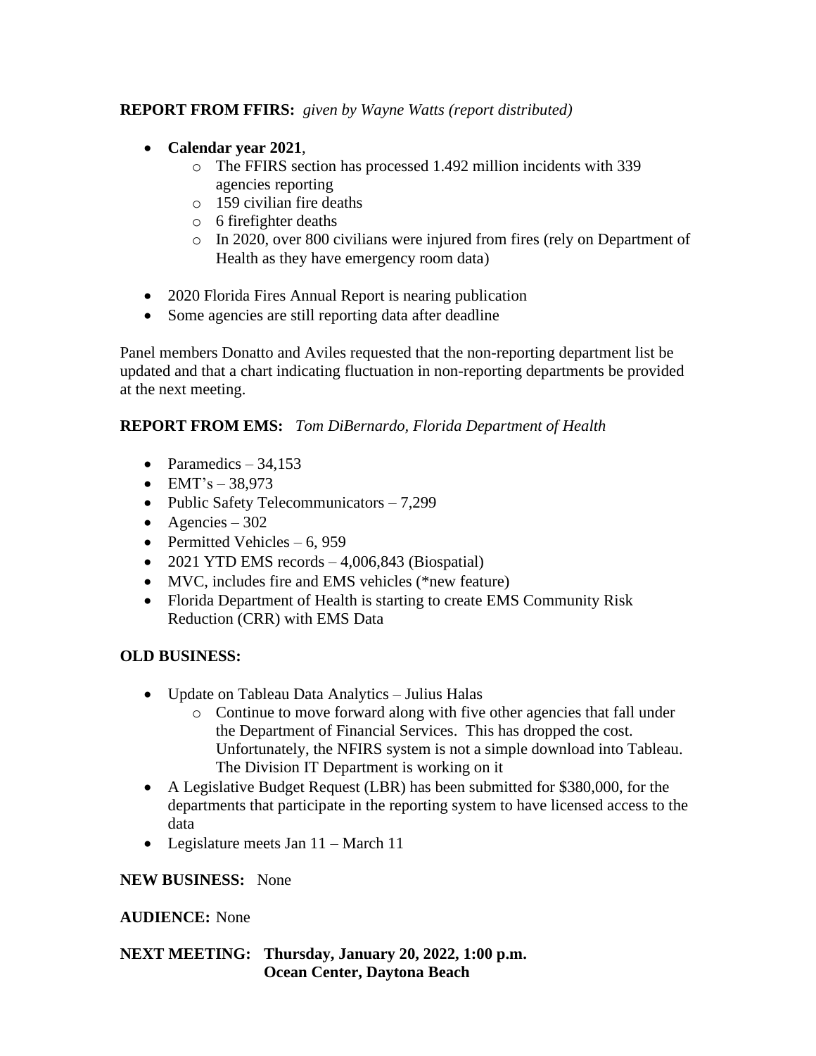**REPORT FROM FFIRS:** *given by Wayne Watts (report distributed)*

- **Calendar year 2021**,
  - The FFIRS section has processed 1.492 million incidents with 339 agencies reporting
  - 159 civilian fire deaths
  - 6 firefighter deaths
  - In 2020, over 800 civilians were injured from fires (rely on Department of Health as they have emergency room data)

- 2020 Florida Fires Annual Report is nearing publication
- Some agencies are still reporting data after deadline

Panel members Donatto and Aviles requested that the non-reporting department list be updated and that a chart indicating fluctuation in non-reporting departments be provided at the next meeting.

**REPORT FROM EMS:** *Tom DiBernardo, Florida Department of Health*

- Paramedics – 34,153
- EMT's – 38,973
- Public Safety Telecommunicators – 7,299
- Agencies – 302
- Permitted Vehicles – 6, 959
- 2021 YTD EMS records – 4,006,843 (Biospatial)
- MVC, includes fire and EMS vehicles (*new feature)
- Florida Department of Health is starting to create EMS Community Risk Reduction (CRR) with EMS Data

**OLD BUSINESS:**

- Update on Tableau Data Analytics – Julius Halas
  - Continue to move forward along with five other agencies that fall under the Department of Financial Services. This has dropped the cost. Unfortunately, the NFIRS system is not a simple download into Tableau. The Division IT Department is working on it
- A Legislative Budget Request (LBR) has been submitted for $380,000, for the departments that participate in the reporting system to have licensed access to the data
- Legislature meets Jan 11 – March 11

**NEW BUSINESS:** None

**AUDIENCE:** None

**NEXT MEETING: Thursday, January 20, 2022, 1:00 p.m.**
**Ocean Center, Daytona Beach**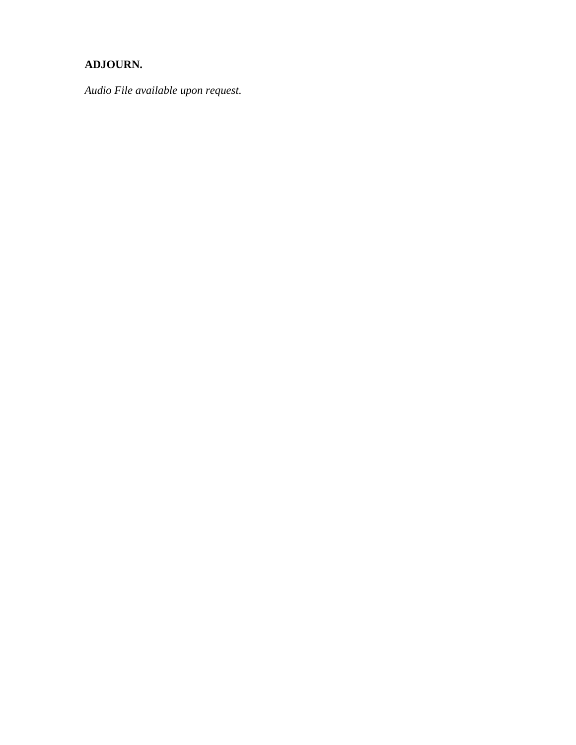**ADJOURN.**

*Audio File available upon request.*